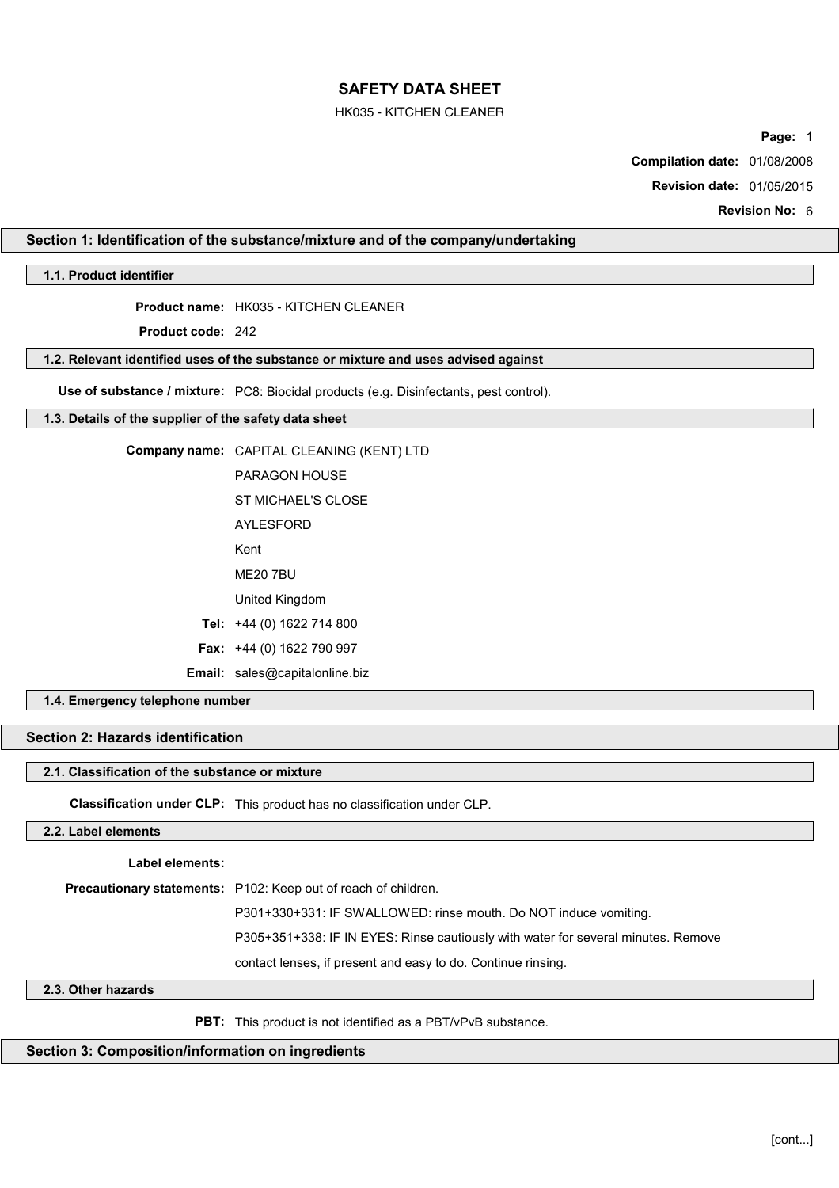# SAFETY DATA SHEET

HK035 - KITCHEN CLEANER

**Compilation date:** 01/08/2008

**Revision date:** 01/05/2015

**Revision No:** 6

## Section 1: Identification of the substance/mixture and of the company/undertaking

### 1.1. Product identifier

**Product name:** HK035 - KITCHEN CLEANER

**Product code:** 242

### 1.2. Relevant identified uses of the substance or mixture and uses advised against

**Use of substance / mixture:** PC8: Biocidal products (e.g. Disinfectants, pest control).

### 1.3. Details of the supplier of the safety data sheet

**Company name:** CAPITAL CLEANING (KENT) LTD

PARAGON HOUSE

ST MICHAEL'S CLOSE

AYLESFORD

Kent

ME20 7BU

United Kingdom

**Tel:** +44 (0) 1622 714 800

**Fax:** +44 (0) 1622 790 997

**Email:** sales@capitalonline.biz

### 1.4. Emergency telephone number

## Section 2: Hazards identification

### 2.1. Classification of the substance or mixture

**Classification under CLP:** This product has no classification under CLP.

### 2.2. Label elements

**Label elements:**

**Precautionary statements:** P102: Keep out of reach of children.

P301+330+331: IF SWALLOWED: rinse mouth. Do NOT induce vomiting.

P305+351+338: IF IN EYES: Rinse cautiously with water for several minutes. Remove contact lenses, if present and easy to do. Continue rinsing.

### 2.3. Other hazards

**PBT:** This product is not identified as a PBT/vPvB substance.

## Section 3: Composition/information on ingredients

[cont...]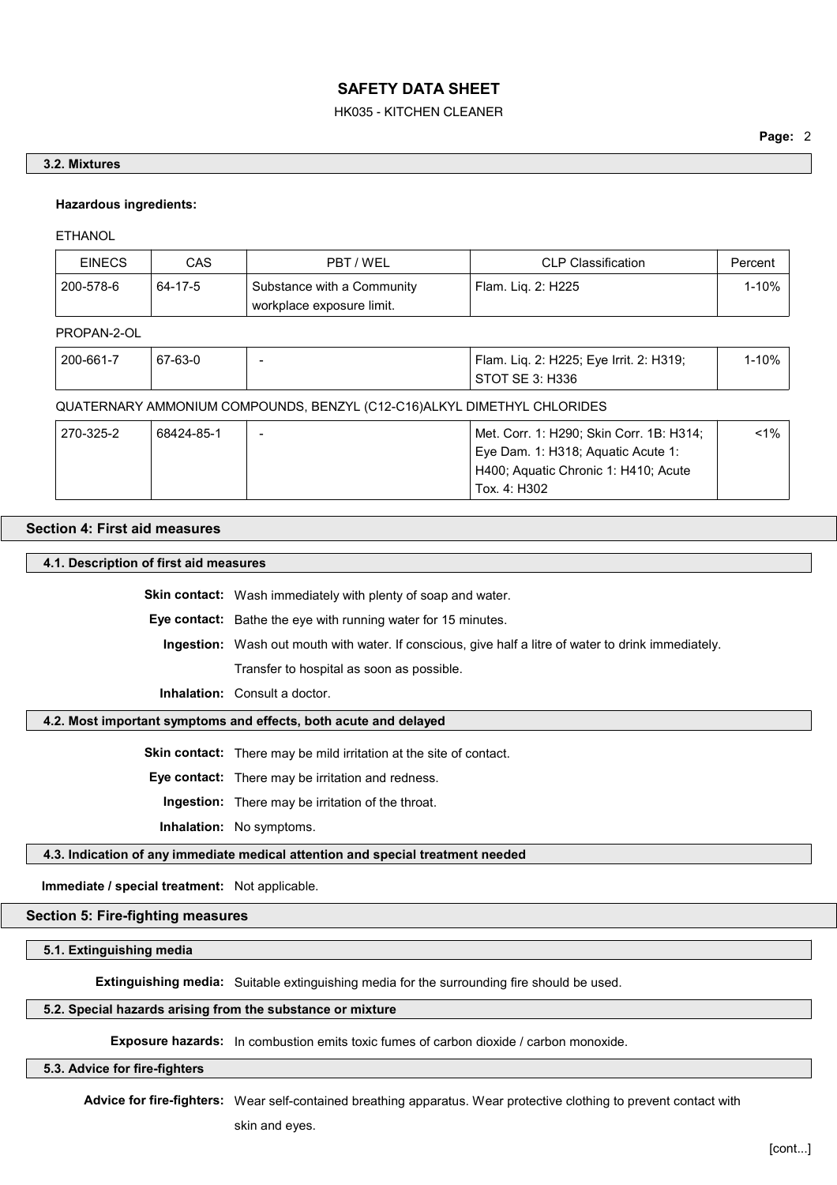### 3.2. Mixtures

**Hazardous ingredients:**

ETHANOL

| EINECS | CAS | PBT / WEL | CLP Classification | Percent |
|---|---|---|---|---|
| 200-578-6 | 64-17-5 | Substance with a Community workplace exposure limit. | Flam. Liq. 2: H225 | 1-10% |

PROPAN-2-OL

| EINECS | CAS | PBT / WEL | CLP Classification | Percent |
|---|---|---|---|---|
| 200-661-7 | 67-63-0 | - | Flam. Liq. 2: H225; Eye Irrit. 2: H319; STOT SE 3: H336 | 1-10% |

QUATERNARY AMMONIUM COMPOUNDS, BENZYL (C12-C16)ALKYL DIMETHYL CHLORIDES

| EINECS | CAS | PBT / WEL | CLP Classification | Percent |
|---|---|---|---|---|
| 270-325-2 | 68424-85-1 | - | Met. Corr. 1: H290; Skin Corr. 1B: H314; Eye Dam. 1: H318; Aquatic Acute 1: H400; Aquatic Chronic 1: H410; Acute Tox. 4: H302 | <1% |

## Section 4: First aid measures

### 4.1. Description of first aid measures

**Skin contact:** Wash immediately with plenty of soap and water.

**Eye contact:** Bathe the eye with running water for 15 minutes.

**Ingestion:** Wash out mouth with water. If conscious, give half a litre of water to drink immediately. Transfer to hospital as soon as possible.

**Inhalation:** Consult a doctor.

### 4.2. Most important symptoms and effects, both acute and delayed

**Skin contact:** There may be mild irritation at the site of contact.

**Eye contact:** There may be irritation and redness.

**Ingestion:** There may be irritation of the throat.

**Inhalation:** No symptoms.

### 4.3. Indication of any immediate medical attention and special treatment needed

**Immediate / special treatment:** Not applicable.

## Section 5: Fire-fighting measures

### 5.1. Extinguishing media

**Extinguishing media:** Suitable extinguishing media for the surrounding fire should be used.

### 5.2. Special hazards arising from the substance or mixture

**Exposure hazards:** In combustion emits toxic fumes of carbon dioxide / carbon monoxide.

### 5.3. Advice for fire-fighters

**Advice for fire-fighters:** Wear self-contained breathing apparatus. Wear protective clothing to prevent contact with skin and eyes.

[cont...]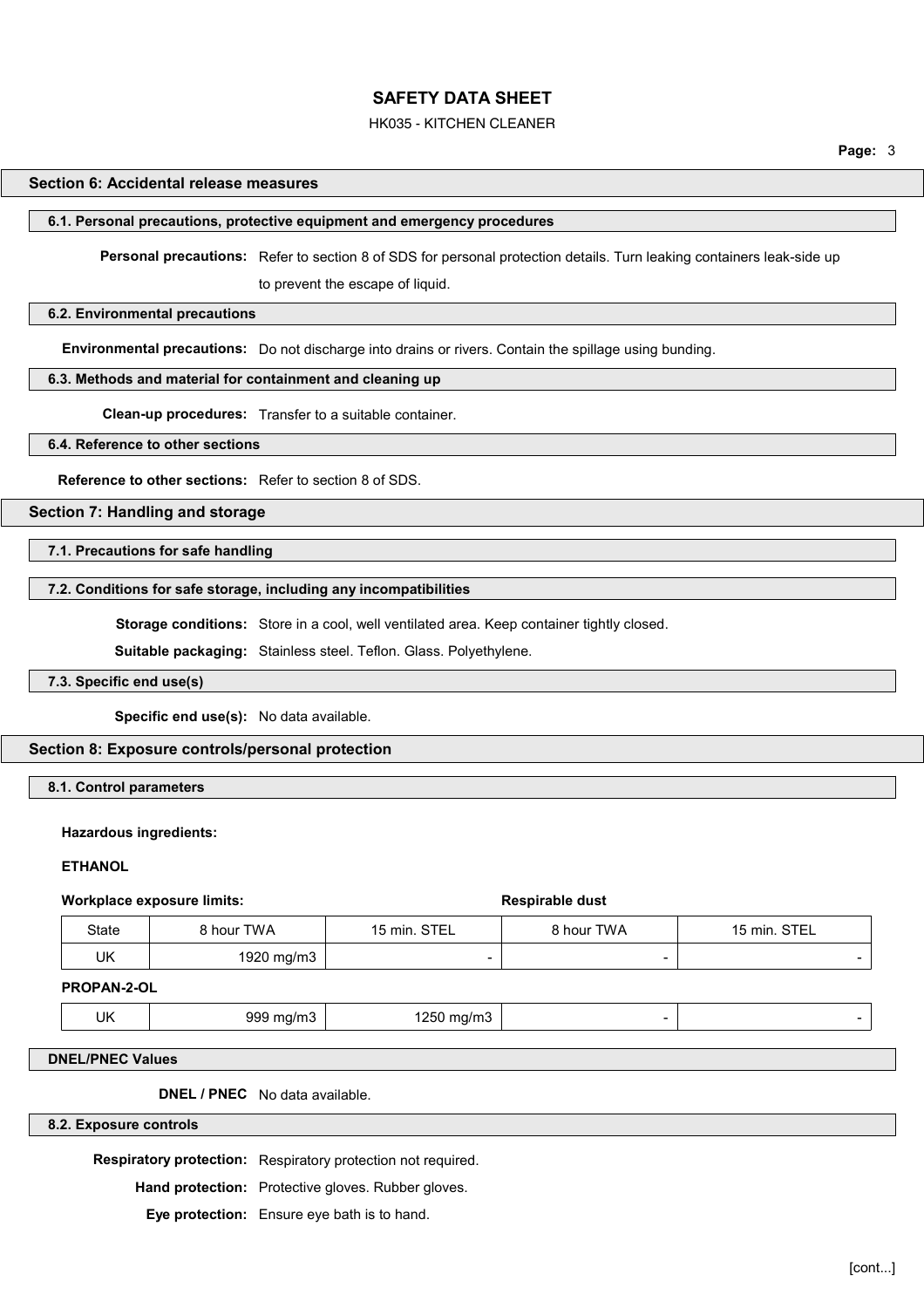## Section 6: Accidental release measures

### 6.1. Personal precautions, protective equipment and emergency procedures

**Personal precautions:** Refer to section 8 of SDS for personal protection details. Turn leaking containers leak-side up to prevent the escape of liquid.

### 6.2. Environmental precautions

**Environmental precautions:** Do not discharge into drains or rivers. Contain the spillage using bunding.

### 6.3. Methods and material for containment and cleaning up

**Clean-up procedures:** Transfer to a suitable container.

### 6.4. Reference to other sections

**Reference to other sections:** Refer to section 8 of SDS.

## Section 7: Handling and storage

### 7.1. Precautions for safe handling

### 7.2. Conditions for safe storage, including any incompatibilities

**Storage conditions:** Store in a cool, well ventilated area. Keep container tightly closed.

**Suitable packaging:** Stainless steel. Teflon. Glass. Polyethylene.

### 7.3. Specific end use(s)

**Specific end use(s):** No data available.

## Section 8: Exposure controls/personal protection

### 8.1. Control parameters

**Hazardous ingredients:**

**ETHANOL**

| | **Workplace exposure limits:** | | **Respirable dust** | |
|---|---|---|---|---|
| State | 8 hour TWA | 15 min. STEL | 8 hour TWA | 15 min. STEL |
| UK | 1920 mg/m3 | - | - | - |

**PROPAN-2-OL**

| State | 8 hour TWA | 15 min. STEL | 8 hour TWA | 15 min. STEL |
|---|---|---|---|---|
| UK | 999 mg/m3 | 1250 mg/m3 | - | - |

### DNEL/PNEC Values

**DNEL / PNEC** No data available.

### 8.2. Exposure controls

**Respiratory protection:** Respiratory protection not required.

**Hand protection:** Protective gloves. Rubber gloves.

**Eye protection:** Ensure eye bath is to hand.

[cont...]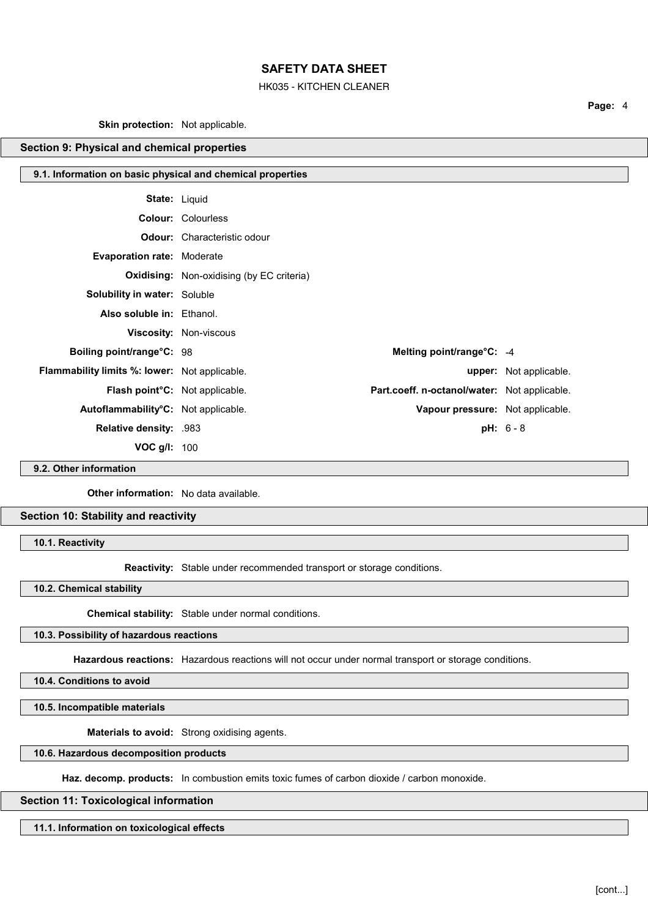**Skin protection:** Not applicable.

## Section 9: Physical and chemical properties

### 9.1. Information on basic physical and chemical properties

**State:** Liquid

**Colour:** Colourless

**Odour:** Characteristic odour

**Evaporation rate:** Moderate

**Oxidising:** Non-oxidising (by EC criteria)

**Solubility in water:** Soluble

**Also soluble in:** Ethanol.

**Viscosity:** Non-viscous

| | | | |
|---|---|---|---|
| **Boiling point/range°C:** | 98 | **Melting point/range°C:** | -4 |
| **Flammability limits %: lower:** | Not applicable. | **upper:** | Not applicable. |
| **Flash point°C:** | Not applicable. | **Part.coeff. n-octanol/water:** | Not applicable. |
| **Autoflammability°C:** | Not applicable. | **Vapour pressure:** | Not applicable. |
| **Relative density:** | .983 | **pH:** | 6 - 8 |
| **VOC g/l:** | 100 | | |

### 9.2. Other information

**Other information:** No data available.

## Section 10: Stability and reactivity

### 10.1. Reactivity

**Reactivity:** Stable under recommended transport or storage conditions.

### 10.2. Chemical stability

**Chemical stability:** Stable under normal conditions.

### 10.3. Possibility of hazardous reactions

**Hazardous reactions:** Hazardous reactions will not occur under normal transport or storage conditions.

### 10.4. Conditions to avoid

### 10.5. Incompatible materials

**Materials to avoid:** Strong oxidising agents.

### 10.6. Hazardous decomposition products

**Haz. decomp. products:** In combustion emits toxic fumes of carbon dioxide / carbon monoxide.

## Section 11: Toxicological information

### 11.1. Information on toxicological effects

[cont...]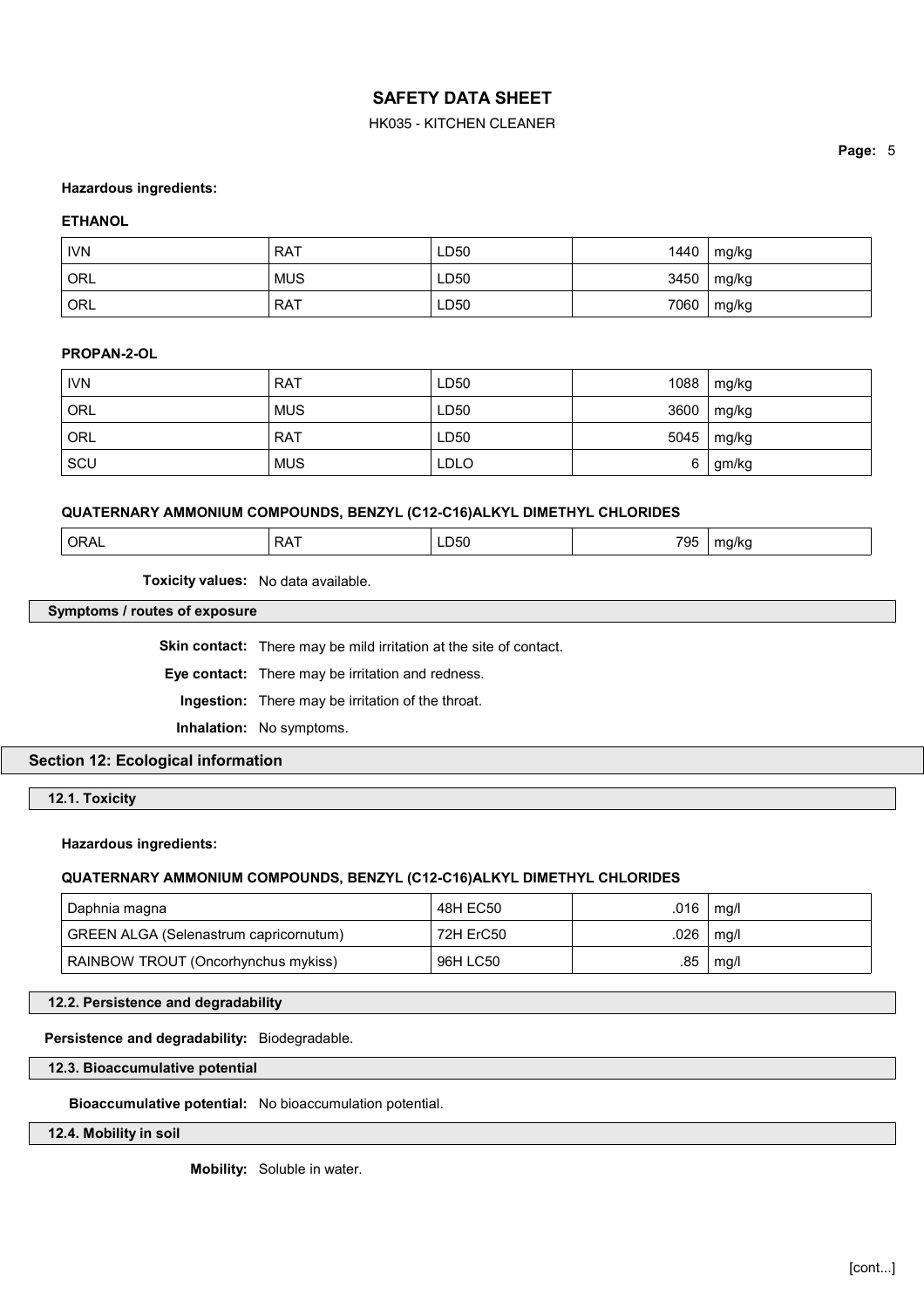**Hazardous ingredients:**

**ETHANOL**

| IVN | RAT | LD50 | 1440 | mg/kg |
|---|---|---|---|---|
| ORL | MUS | LD50 | 3450 | mg/kg |
| ORL | RAT | LD50 | 7060 | mg/kg |

**PROPAN-2-OL**

| IVN | RAT | LD50 | 1088 | mg/kg |
|---|---|---|---|---|
| ORL | MUS | LD50 | 3600 | mg/kg |
| ORL | RAT | LD50 | 5045 | mg/kg |
| SCU | MUS | LDLO | 6 | gm/kg |

**QUATERNARY AMMONIUM COMPOUNDS, BENZYL (C12-C16)ALKYL DIMETHYL CHLORIDES**

| ORAL | RAT | LD50 | 795 | mg/kg |
|---|---|---|---|---|

**Toxicity values:** No data available.

### Symptoms / routes of exposure

**Skin contact:** There may be mild irritation at the site of contact.

**Eye contact:** There may be irritation and redness.

**Ingestion:** There may be irritation of the throat.

**Inhalation:** No symptoms.

## Section 12: Ecological information

### 12.1. Toxicity

**Hazardous ingredients:**

**QUATERNARY AMMONIUM COMPOUNDS, BENZYL (C12-C16)ALKYL DIMETHYL CHLORIDES**

| Daphnia magna | 48H EC50 | .016 | mg/l |
|---|---|---|---|
| GREEN ALGA (Selenastrum capricornutum) | 72H ErC50 | .026 | mg/l |
| RAINBOW TROUT (Oncorhynchus mykiss) | 96H LC50 | .85 | mg/l |

### 12.2. Persistence and degradability

**Persistence and degradability:** Biodegradable.

### 12.3. Bioaccumulative potential

**Bioaccumulative potential:** No bioaccumulation potential.

### 12.4. Mobility in soil

**Mobility:** Soluble in water.

[cont...]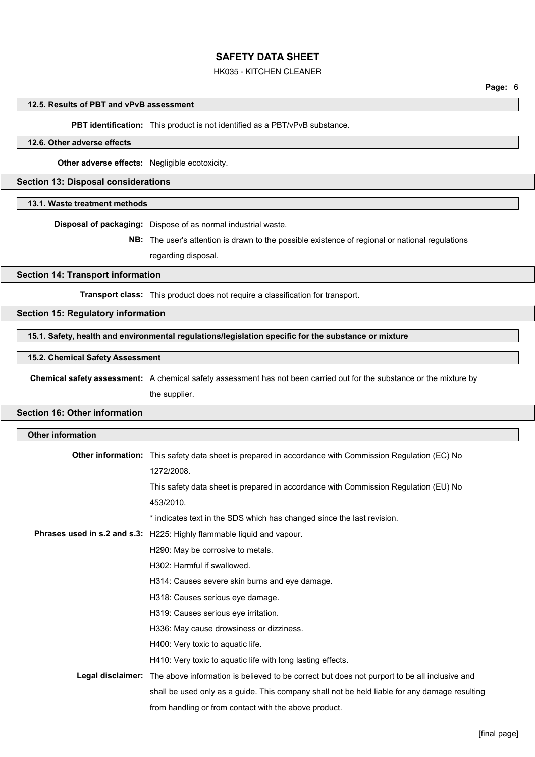### 12.5. Results of PBT and vPvB assessment

**PBT identification:** This product is not identified as a PBT/vPvB substance.

### 12.6. Other adverse effects

**Other adverse effects:** Negligible ecotoxicity.

## Section 13: Disposal considerations

### 13.1. Waste treatment methods

**Disposal of packaging:** Dispose of as normal industrial waste.

**NB:** The user's attention is drawn to the possible existence of regional or national regulations regarding disposal.

## Section 14: Transport information

**Transport class:** This product does not require a classification for transport.

## Section 15: Regulatory information

### 15.1. Safety, health and environmental regulations/legislation specific for the substance or mixture

### 15.2. Chemical Safety Assessment

**Chemical safety assessment:** A chemical safety assessment has not been carried out for the substance or the mixture by the supplier.

## Section 16: Other information

### Other information

**Other information:** This safety data sheet is prepared in accordance with Commission Regulation (EC) No 1272/2008.

This safety data sheet is prepared in accordance with Commission Regulation (EU) No 453/2010.

* indicates text in the SDS which has changed since the last revision.

**Phrases used in s.2 and s.3:** H225: Highly flammable liquid and vapour.

H290: May be corrosive to metals.

H302: Harmful if swallowed.

H314: Causes severe skin burns and eye damage.

H318: Causes serious eye damage.

H319: Causes serious eye irritation.

H336: May cause drowsiness or dizziness.

H400: Very toxic to aquatic life.

H410: Very toxic to aquatic life with long lasting effects.

**Legal disclaimer:** The above information is believed to be correct but does not purport to be all inclusive and shall be used only as a guide. This company shall not be held liable for any damage resulting from handling or from contact with the above product.

[final page]